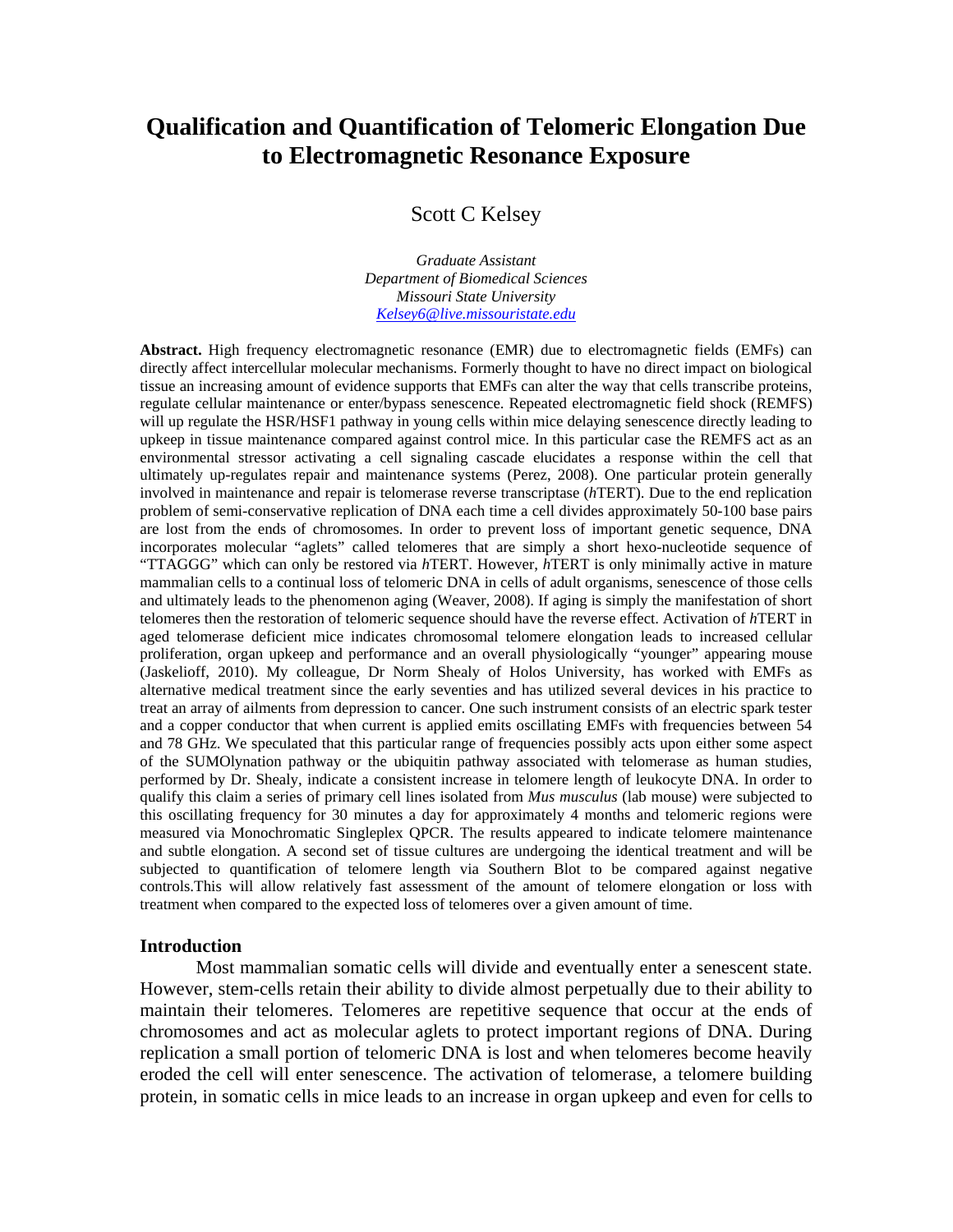# Qualification and Quantification of Telomeric Elongation Due to Electromagnetic Resonance Exposure

Scott C Kelsey

*Graduate Assistant*
*Department of Biomedical Sciences*
*Missouri State University*
*Kelsey6@live.missouristate.edu*

**Abstract.** High frequency electromagnetic resonance (EMR) due to electromagnetic fields (EMFs) can directly affect intercellular molecular mechanisms. Formerly thought to have no direct impact on biological tissue an increasing amount of evidence supports that EMFs can alter the way that cells transcribe proteins, regulate cellular maintenance or enter/bypass senescence. Repeated electromagnetic field shock (REMFS) will up regulate the HSR/HSF1 pathway in young cells within mice delaying senescence directly leading to upkeep in tissue maintenance compared against control mice. In this particular case the REMFS act as an environmental stressor activating a cell signaling cascade elucidates a response within the cell that ultimately up-regulates repair and maintenance systems (Perez, 2008). One particular protein generally involved in maintenance and repair is telomerase reverse transcriptase (*h*TERT). Due to the end replication problem of semi-conservative replication of DNA each time a cell divides approximately 50-100 base pairs are lost from the ends of chromosomes. In order to prevent loss of important genetic sequence, DNA incorporates molecular "aglets" called telomeres that are simply a short hexo-nucleotide sequence of "TTAGGG" which can only be restored via *h*TERT. However, *h*TERT is only minimally active in mature mammalian cells to a continual loss of telomeric DNA in cells of adult organisms, senescence of those cells and ultimately leads to the phenomenon aging (Weaver, 2008). If aging is simply the manifestation of short telomeres then the restoration of telomeric sequence should have the reverse effect. Activation of *h*TERT in aged telomerase deficient mice indicates chromosomal telomere elongation leads to increased cellular proliferation, organ upkeep and performance and an overall physiologically "younger" appearing mouse (Jaskelioff, 2010). My colleague, Dr Norm Shealy of Holos University, has worked with EMFs as alternative medical treatment since the early seventies and has utilized several devices in his practice to treat an array of ailments from depression to cancer. One such instrument consists of an electric spark tester and a copper conductor that when current is applied emits oscillating EMFs with frequencies between 54 and 78 GHz. We speculated that this particular range of frequencies possibly acts upon either some aspect of the SUMOlynation pathway or the ubiquitin pathway associated with telomerase as human studies, performed by Dr. Shealy, indicate a consistent increase in telomere length of leukocyte DNA. In order to qualify this claim a series of primary cell lines isolated from *Mus musculus* (lab mouse) were subjected to this oscillating frequency for 30 minutes a day for approximately 4 months and telomeric regions were measured via Monochromatic Singleplex QPCR. The results appeared to indicate telomere maintenance and subtle elongation. A second set of tissue cultures are undergoing the identical treatment and will be subjected to quantification of telomere length via Southern Blot to be compared against negative controls.This will allow relatively fast assessment of the amount of telomere elongation or loss with treatment when compared to the expected loss of telomeres over a given amount of time.

## Introduction

Most mammalian somatic cells will divide and eventually enter a senescent state. However, stem-cells retain their ability to divide almost perpetually due to their ability to maintain their telomeres. Telomeres are repetitive sequence that occur at the ends of chromosomes and act as molecular aglets to protect important regions of DNA. During replication a small portion of telomeric DNA is lost and when telomeres become heavily eroded the cell will enter senescence. The activation of telomerase, a telomere building protein, in somatic cells in mice leads to an increase in organ upkeep and even for cells to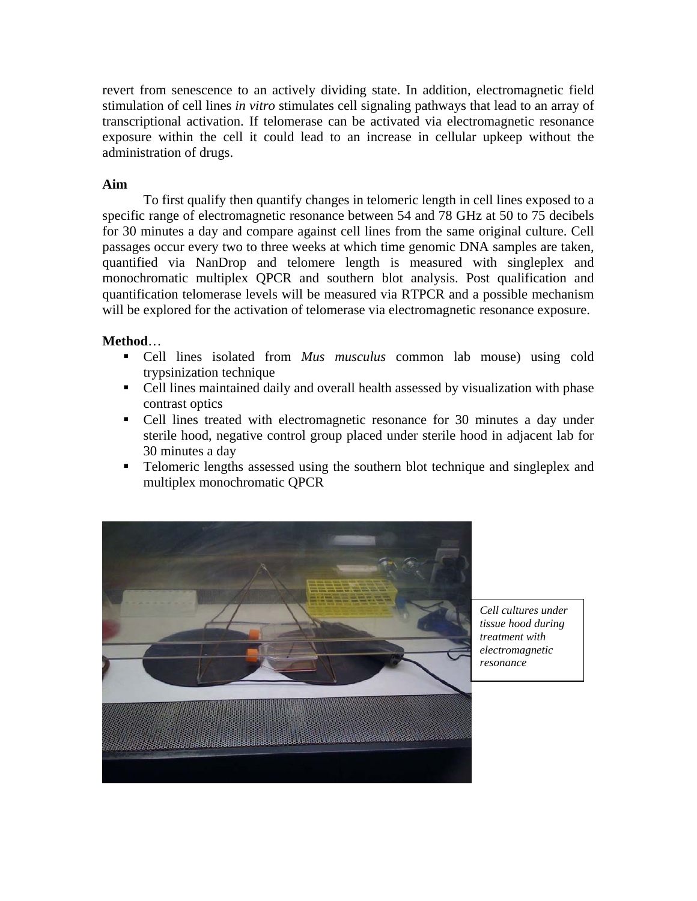revert from senescence to an actively dividing state. In addition, electromagnetic field stimulation of cell lines *in vitro* stimulates cell signaling pathways that lead to an array of transcriptional activation. If telomerase can be activated via electromagnetic resonance exposure within the cell it could lead to an increase in cellular upkeep without the administration of drugs.

**Aim**

To first qualify then quantify changes in telomeric length in cell lines exposed to a specific range of electromagnetic resonance between 54 and 78 GHz at 50 to 75 decibels for 30 minutes a day and compare against cell lines from the same original culture. Cell passages occur every two to three weeks at which time genomic DNA samples are taken, quantified via NanDrop and telomere length is measured with singleplex and monochromatic multiplex QPCR and southern blot analysis. Post qualification and quantification telomerase levels will be measured via RTPCR and a possible mechanism will be explored for the activation of telomerase via electromagnetic resonance exposure.

**Method**…

- Cell lines isolated from *Mus musculus* common lab mouse) using cold trypsinization technique
- Cell lines maintained daily and overall health assessed by visualization with phase contrast optics
- Cell lines treated with electromagnetic resonance for 30 minutes a day under sterile hood, negative control group placed under sterile hood in adjacent lab for 30 minutes a day
- Telomeric lengths assessed using the southern blot technique and singleplex and multiplex monochromatic QPCR

*Cell cultures under tissue hood during treatment with electromagnetic resonance*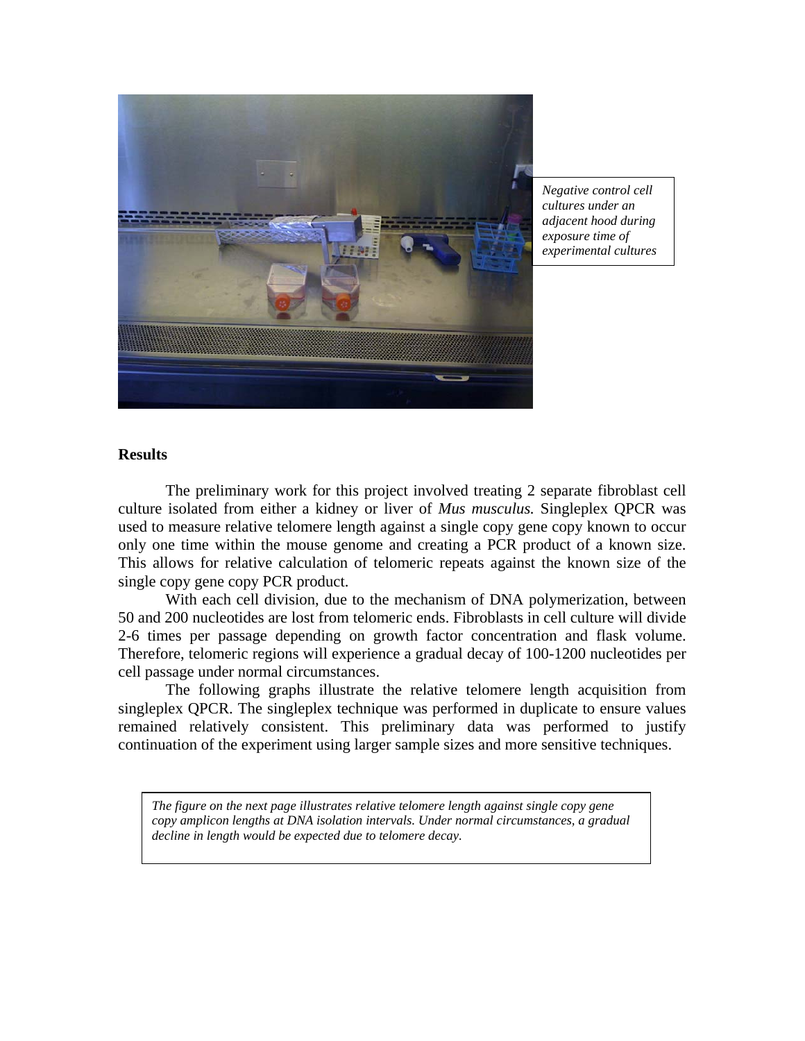*Negative control cell cultures under an adjacent hood during exposure time of experimental cultures*

## Results

The preliminary work for this project involved treating 2 separate fibroblast cell culture isolated from either a kidney or liver of *Mus musculus.* Singleplex QPCR was used to measure relative telomere length against a single copy gene copy known to occur only one time within the mouse genome and creating a PCR product of a known size. This allows for relative calculation of telomeric repeats against the known size of the single copy gene copy PCR product.

With each cell division, due to the mechanism of DNA polymerization, between 50 and 200 nucleotides are lost from telomeric ends. Fibroblasts in cell culture will divide 2-6 times per passage depending on growth factor concentration and flask volume. Therefore, telomeric regions will experience a gradual decay of 100-1200 nucleotides per cell passage under normal circumstances.

The following graphs illustrate the relative telomere length acquisition from singleplex QPCR. The singleplex technique was performed in duplicate to ensure values remained relatively consistent. This preliminary data was performed to justify continuation of the experiment using larger sample sizes and more sensitive techniques.

*The figure on the next page illustrates relative telomere length against single copy gene copy amplicon lengths at DNA isolation intervals. Under normal circumstances, a gradual decline in length would be expected due to telomere decay.*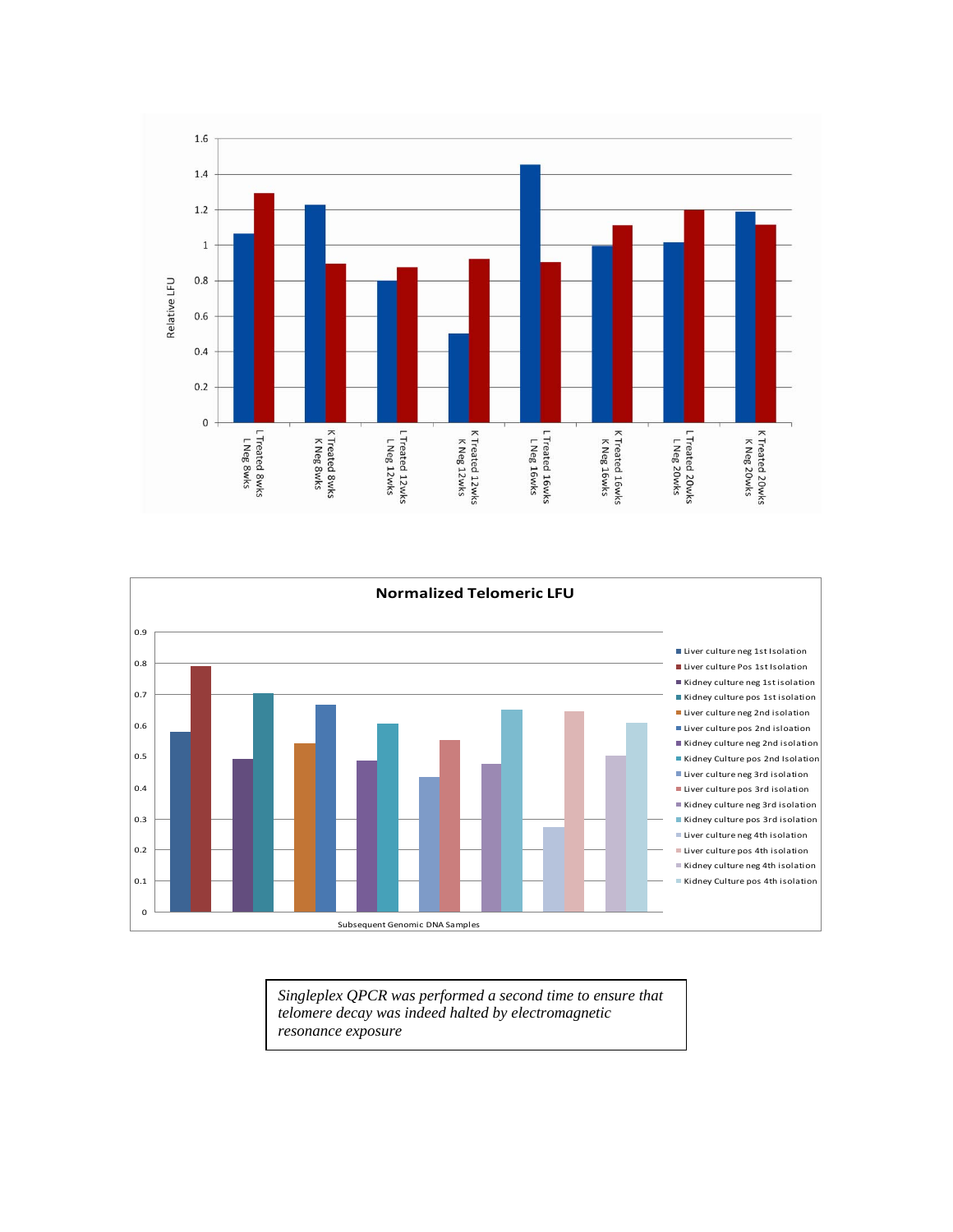1.6
1.4
1.2
1
0.8
0.6
0.4
0.2
0

Relative LFU

L Treated 8wks
L Neg 8wks
K Treated 8wks
K Neg 8wks
L Treated 12wks
L Neg 12wks
K Treated 12wks
K Neg 12wks
L Treated 16wks
L Neg 16wks
K Treated 16wks
K Neg 16wks
L Treated 20wks
L Neg 20wks
K Treated 20wks
K Neg 20wks

**Normalized Telomeric LFU**

0.9
0.8
0.7
0.6
0.5
0.4
0.3
0.2
0.1
0

Subsequent Genomic DNA Samples

Liver culture neg 1st Isolation
Liver culture Pos 1st Isolation
Kidney culture neg 1st isolation
Kidney culture pos 1st isolation
Liver culture neg 2nd isloation
Liver culture pos 2nd isloation
Kidney culture neg 2nd isloation
Kidney Culture pos 2nd Isolation
Liver culture neg 3rd isolation
Liver culture pos 3rd isolation
Kidney culture neg 3rd isolation
Kidney culture pos 3rd isolation
Liver culture neg 4th isolation
Liver culture pos 4th isolation
Kidney culture neg 4th isolation
Kidney Culture pos 4th isolation

*Singleplex QPCR was performed a second time to ensure that telomere decay was indeed halted by electromagnetic resonance exposure*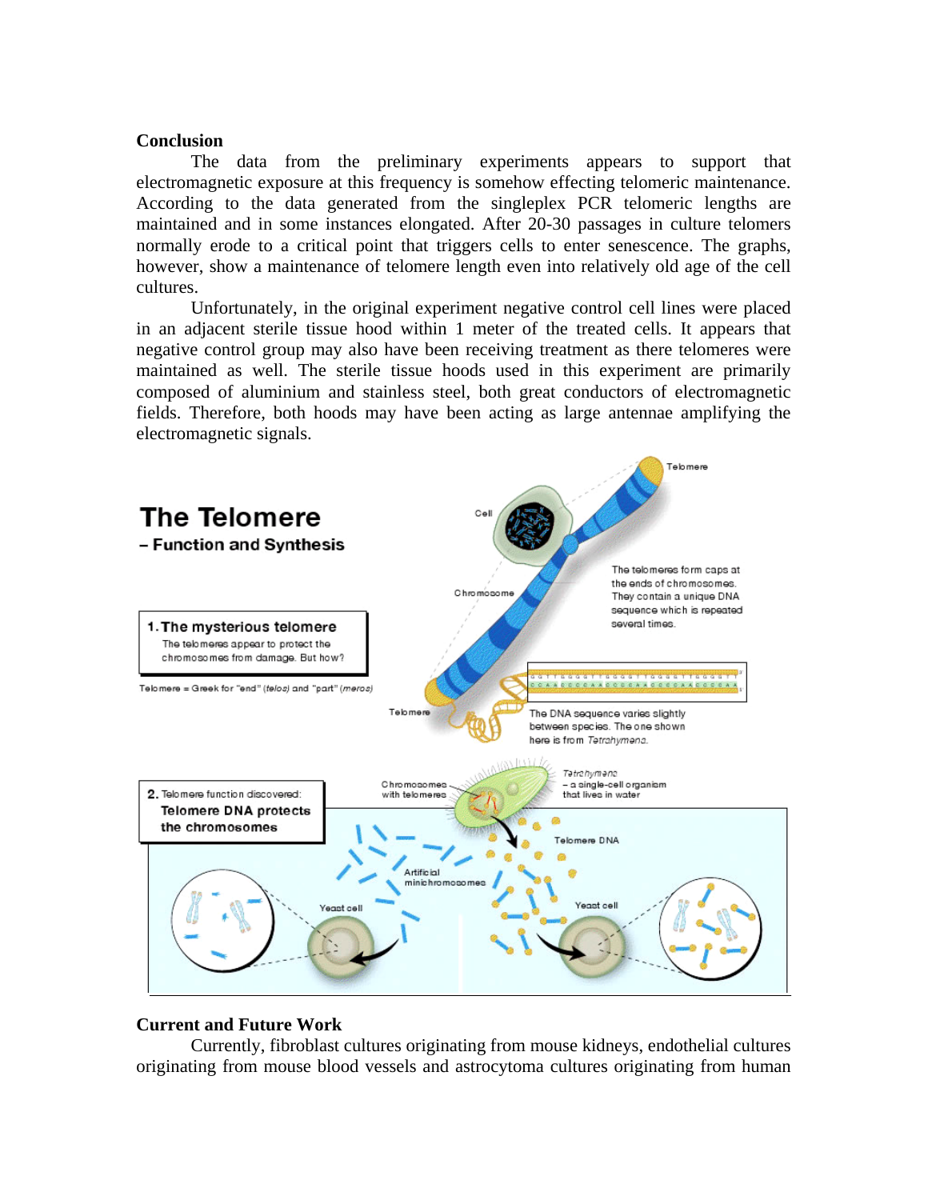**Conclusion**

The data from the preliminary experiments appears to support that electromagnetic exposure at this frequency is somehow effecting telomeric maintenance. According to the data generated from the singleplex PCR telomeric lengths are maintained and in some instances elongated. After 20-30 passages in culture telomers normally erode to a critical point that triggers cells to enter senescence. The graphs, however, show a maintenance of telomere length even into relatively old age of the cell cultures.

Unfortunately, in the original experiment negative control cell lines were placed in an adjacent sterile tissue hood within 1 meter of the treated cells. It appears that negative control group may also have been receiving treatment as there telomeres were maintained as well. The sterile tissue hoods used in this experiment are primarily composed of aluminium and stainless steel, both great conductors of electromagnetic fields. Therefore, both hoods may have been acting as large antennae amplifying the electromagnetic signals.

**Current and Future Work**

Currently, fibroblast cultures originating from mouse kidneys, endothelial cultures originating from mouse blood vessels and astrocytoma cultures originating from human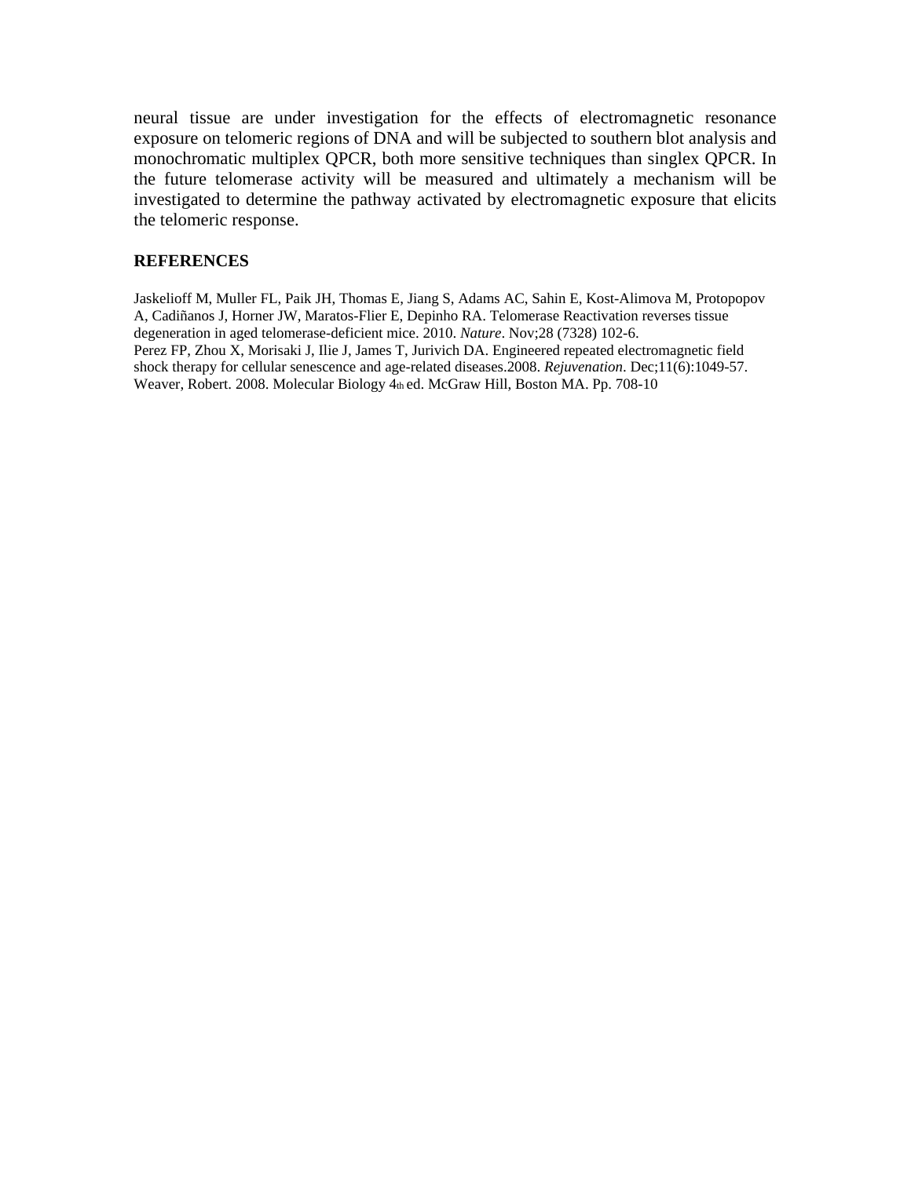neural tissue are under investigation for the effects of electromagnetic resonance exposure on telomeric regions of DNA and will be subjected to southern blot analysis and monochromatic multiplex QPCR, both more sensitive techniques than singlex QPCR. In the future telomerase activity will be measured and ultimately a mechanism will be investigated to determine the pathway activated by electromagnetic exposure that elicits the telomeric response.

## REFERENCES

Jaskelioff M, Muller FL, Paik JH, Thomas E, Jiang S, Adams AC, Sahin E, Kost-Alimova M, Protopopov A, Cadiñanos J, Horner JW, Maratos-Flier E, Depinho RA. Telomerase Reactivation reverses tissue degeneration in aged telomerase-deficient mice. 2010. *Nature*. Nov;28 (7328) 102-6.
Perez FP, Zhou X, Morisaki J, Ilie J, James T, Jurivich DA. Engineered repeated electromagnetic field shock therapy for cellular senescence and age-related diseases.2008. *Rejuvenation*. Dec;11(6):1049-57.
Weaver, Robert. 2008. Molecular Biology 4th ed. McGraw Hill, Boston MA. Pp. 708-10